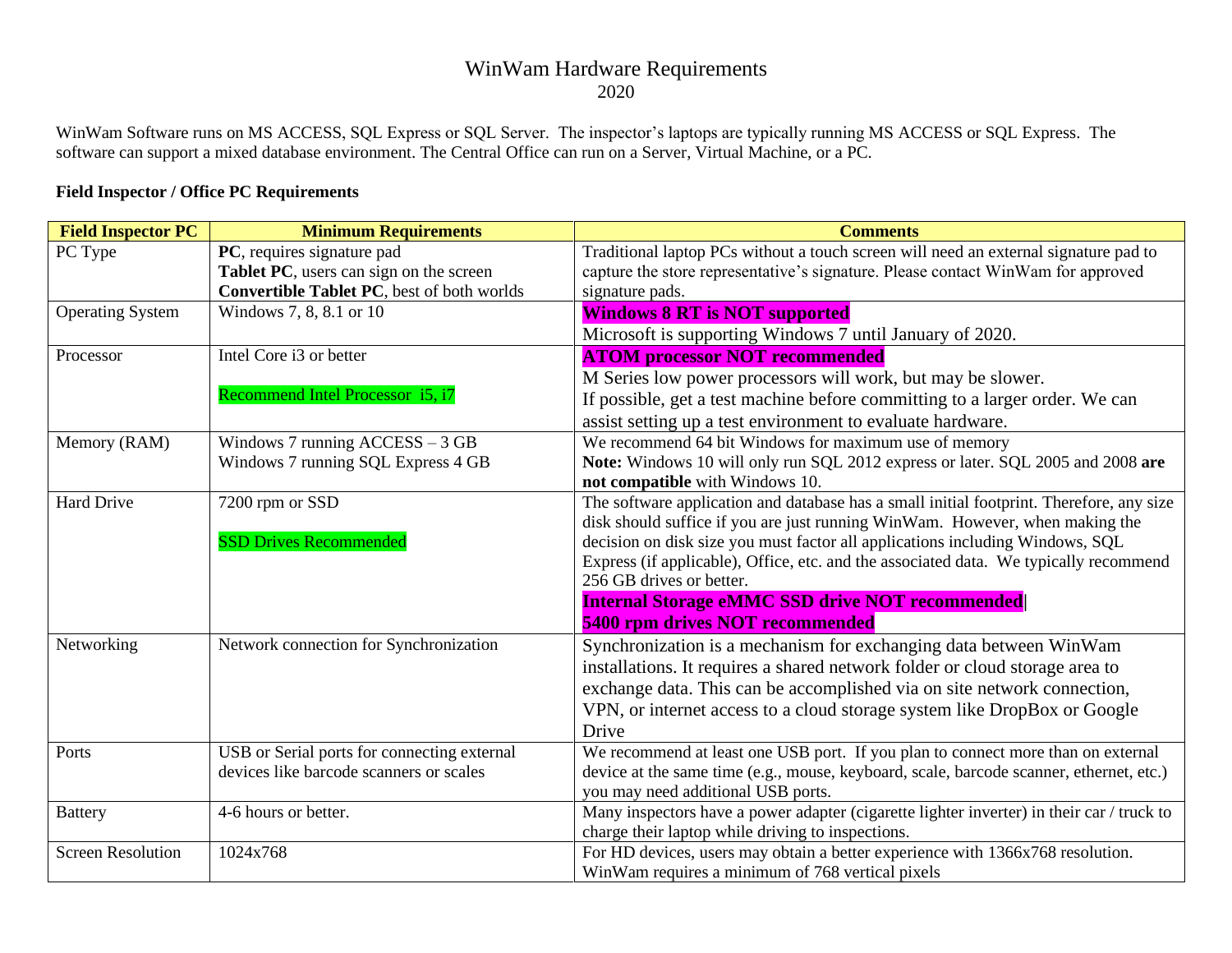# WinWam Hardware Requirements
2020

WinWam Software runs on MS ACCESS, SQL Express or SQL Server. The inspector's laptops are typically running MS ACCESS or SQL Express. The software can support a mixed database environment. The Central Office can run on a Server, Virtual Machine, or a PC.

**Field Inspector / Office PC Requirements**

| Field Inspector PC | Minimum Requirements | Comments |
|---|---|---|
| PC Type | **PC**, requires signature pad<br>**Tablet PC**, users can sign on the screen<br>**Convertible Tablet PC**, best of both worlds | Traditional laptop PCs without a touch screen will need an external signature pad to capture the store representative's signature. Please contact WinWam for approved signature pads. |
| Operating System | Windows 7, 8, 8.1 or 10 | **Windows 8 RT is NOT supported**<br>Microsoft is supporting Windows 7 until January of 2020. |
| Processor | Intel Core i3 or better<br><br>Recommend Intel Processor i5, i7 | **ATOM processor NOT recommended**<br>M Series low power processors will work, but may be slower.<br>If possible, get a test machine before committing to a larger order. We can assist setting up a test environment to evaluate hardware. |
| Memory (RAM) | Windows 7 running ACCESS – 3 GB<br>Windows 7 running SQL Express 4 GB | We recommend 64 bit Windows for maximum use of memory<br>**Note:** Windows 10 will only run SQL 2012 express or later. SQL 2005 and 2008 **are not compatible** with Windows 10. |
| Hard Drive | 7200 rpm or SSD<br><br>SSD Drives Recommended | The software application and database has a small initial footprint. Therefore, any size disk should suffice if you are just running WinWam. However, when making the decision on disk size you must factor all applications including Windows, SQL Express (if applicable), Office, etc. and the associated data. We typically recommend 256 GB drives or better.<br>**Internal Storage eMMC SSD drive NOT recommended**<br>**5400 rpm drives NOT recommended** |
| Networking | Network connection for Synchronization | Synchronization is a mechanism for exchanging data between WinWam installations. It requires a shared network folder or cloud storage area to exchange data. This can be accomplished via on site network connection, VPN, or internet access to a cloud storage system like DropBox or Google Drive |
| Ports | USB or Serial ports for connecting external devices like barcode scanners or scales | We recommend at least one USB port. If you plan to connect more than on external device at the same time (e.g., mouse, keyboard, scale, barcode scanner, ethernet, etc.) you may need additional USB ports. |
| Battery | 4-6 hours or better. | Many inspectors have a power adapter (cigarette lighter inverter) in their car / truck to charge their laptop while driving to inspections. |
| Screen Resolution | 1024x768 | For HD devices, users may obtain a better experience with 1366x768 resolution. WinWam requires a minimum of 768 vertical pixels |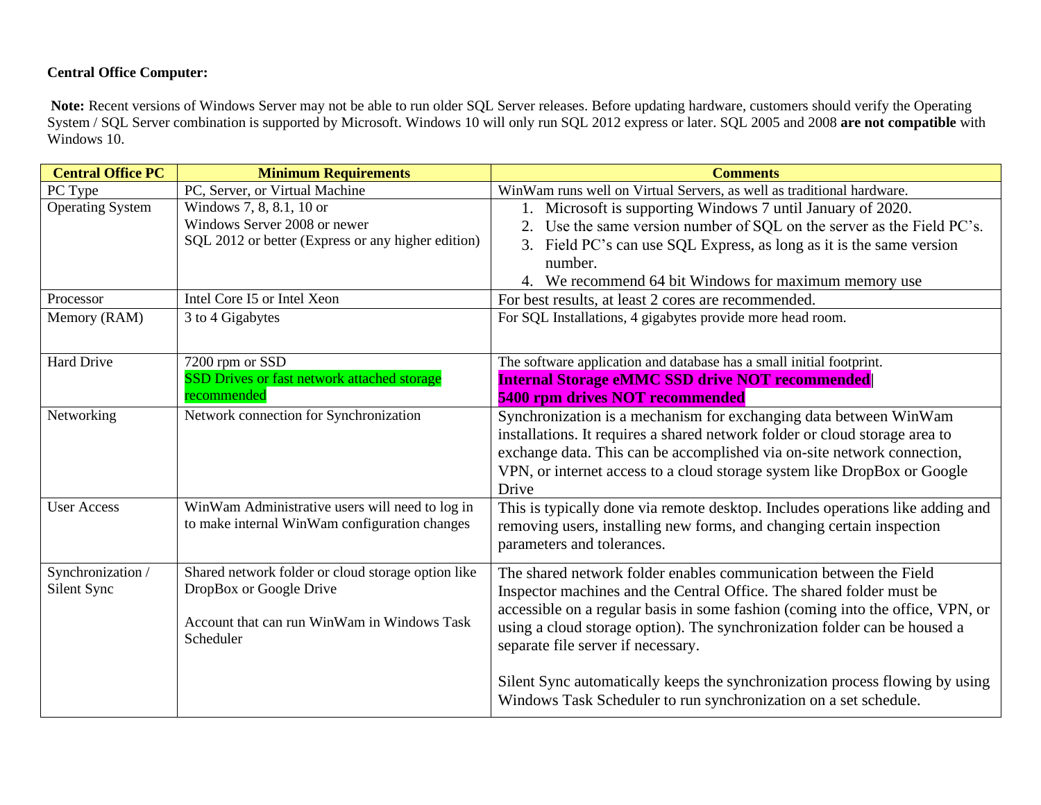**Central Office Computer:**

**Note:** Recent versions of Windows Server may not be able to run older SQL Server releases. Before updating hardware, customers should verify the Operating System / SQL Server combination is supported by Microsoft. Windows 10 will only run SQL 2012 express or later. SQL 2005 and 2008 **are not compatible** with Windows 10.

| Central Office PC | Minimum Requirements | Comments |
|---|---|---|
| PC Type | PC, Server, or Virtual Machine | WinWam runs well on Virtual Servers, as well as traditional hardware. |
| Operating System | Windows 7, 8, 8.1, 10 or<br>Windows Server 2008 or newer<br>SQL 2012 or better (Express or any higher edition) | 1. Microsoft is supporting Windows 7 until January of 2020.<br>2. Use the same version number of SQL on the server as the Field PC's.<br>3. Field PC's can use SQL Express, as long as it is the same version number.<br>4. We recommend 64 bit Windows for maximum memory use |
| Processor | Intel Core I5 or Intel Xeon | For best results, at least 2 cores are recommended. |
| Memory (RAM) | 3 to 4 Gigabytes | For SQL Installations, 4 gigabytes provide more head room. |
| Hard Drive | 7200 rpm or SSD<br>SSD Drives or fast network attached storage recommended | The software application and database has a small initial footprint.<br>**Internal Storage eMMC SSD drive NOT recommended**<br>**5400 rpm drives NOT recommended** |
| Networking | Network connection for Synchronization | Synchronization is a mechanism for exchanging data between WinWam installations. It requires a shared network folder or cloud storage area to exchange data. This can be accomplished via on-site network connection, VPN, or internet access to a cloud storage system like DropBox or Google Drive |
| User Access | WinWam Administrative users will need to log in to make internal WinWam configuration changes | This is typically done via remote desktop. Includes operations like adding and removing users, installing new forms, and changing certain inspection parameters and tolerances. |
| Synchronization / Silent Sync | Shared network folder or cloud storage option like DropBox or Google Drive<br><br>Account that can run WinWam in Windows Task Scheduler | The shared network folder enables communication between the Field Inspector machines and the Central Office. The shared folder must be accessible on a regular basis in some fashion (coming into the office, VPN, or using a cloud storage option). The synchronization folder can be housed a separate file server if necessary.<br><br>Silent Sync automatically keeps the synchronization process flowing by using Windows Task Scheduler to run synchronization on a set schedule. |